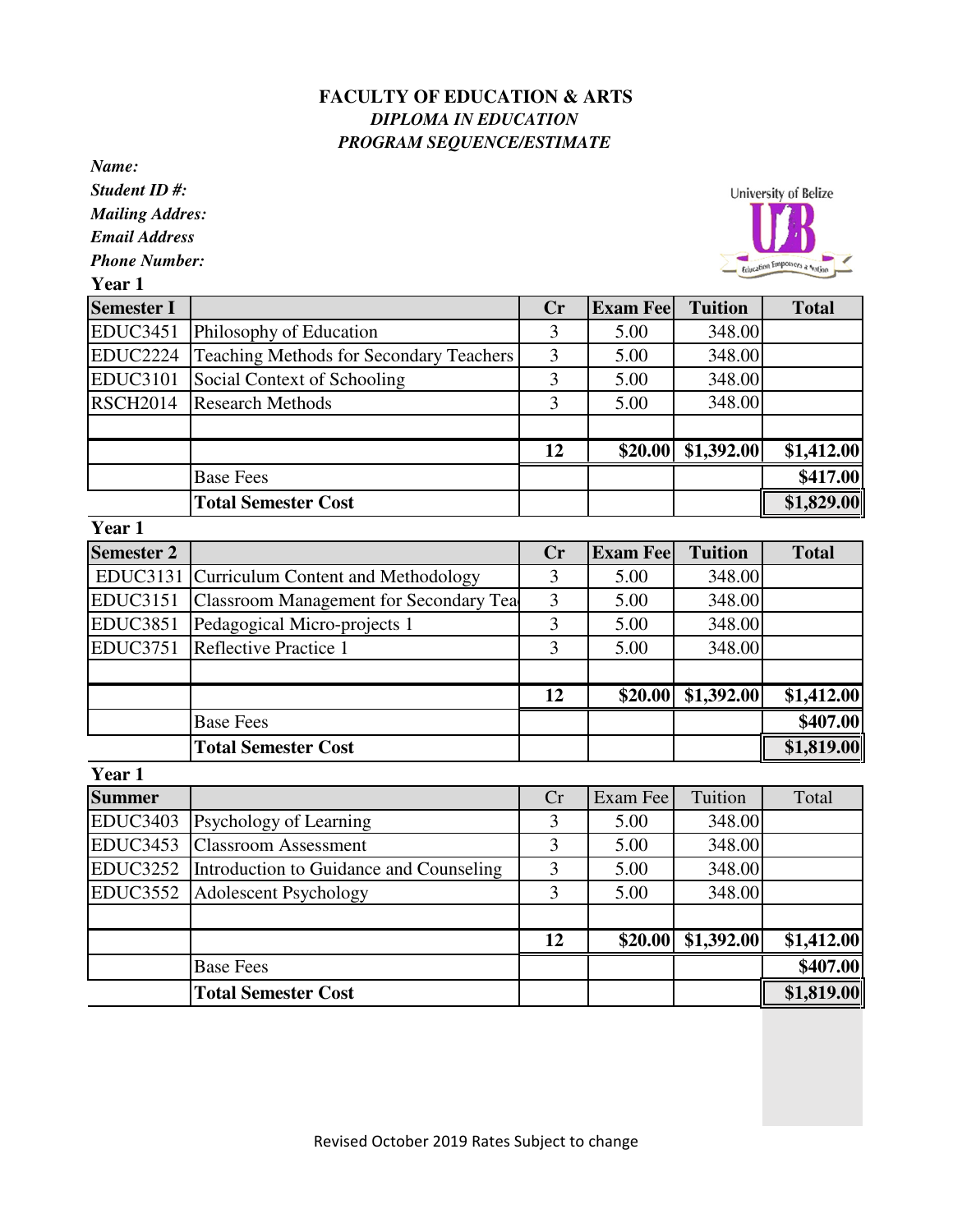**FACULTY OF EDUCATION & ARTS**

***DIPLOMA IN EDUCATION***

***PROGRAM SEQUENCE/ESTIMATE***

***Name:***

***Student ID #:***

***Mailing Addres:***

***Email Address***

***Phone Number:***

**Year 1**

| **Semester I** | | **Cr** | **Exam Fee** | **Tuition** | **Total** |
|---|---|---|---|---|---|
| EDUC3451 | Philosophy of Education | 3 | 5.00 | 348.00 | |
| EDUC2224 | Teaching Methods for Secondary Teachers | 3 | 5.00 | 348.00 | |
| EDUC3101 | Social Context of Schooling | 3 | 5.00 | 348.00 | |
| RSCH2014 | Research Methods | 3 | 5.00 | 348.00 | |
| | | | | | |
| | | **12** | **$20.00** | **$1,392.00** | **$1,412.00** |
| | Base Fees | | | | **$417.00** |
| | **Total Semester Cost** | | | | **$1,829.00** |

**Year 1**

| **Semester 2** | | **Cr** | **Exam Fee** | **Tuition** | **Total** |
|---|---|---|---|---|---|
| EDUC3131 | Curriculum Content and Methodology | 3 | 5.00 | 348.00 | |
| EDUC3151 | Classroom Management for Secondary Tea | 3 | 5.00 | 348.00 | |
| EDUC3851 | Pedagogical Micro-projects 1 | 3 | 5.00 | 348.00 | |
| EDUC3751 | Reflective Practice 1 | 3 | 5.00 | 348.00 | |
| | | | | | |
| | | **12** | **$20.00** | **$1,392.00** | **$1,412.00** |
| | Base Fees | | | | **$407.00** |
| | **Total Semester Cost** | | | | **$1,819.00** |

**Year 1**

| **Summer** | | Cr | Exam Fee | Tuition | Total |
|---|---|---|---|---|---|
| EDUC3403 | Psychology of Learning | 3 | 5.00 | 348.00 | |
| EDUC3453 | Classroom Assessment | 3 | 5.00 | 348.00 | |
| EDUC3252 | Introduction to Guidance and Counseling | 3 | 5.00 | 348.00 | |
| EDUC3552 | Adolescent Psychology | 3 | 5.00 | 348.00 | |
| | | | | | |
| | | **12** | **$20.00** | **$1,392.00** | **$1,412.00** |
| | Base Fees | | | | **$407.00** |
| | **Total Semester Cost** | | | | **$1,819.00** |

Revised October 2019 Rates Subject to change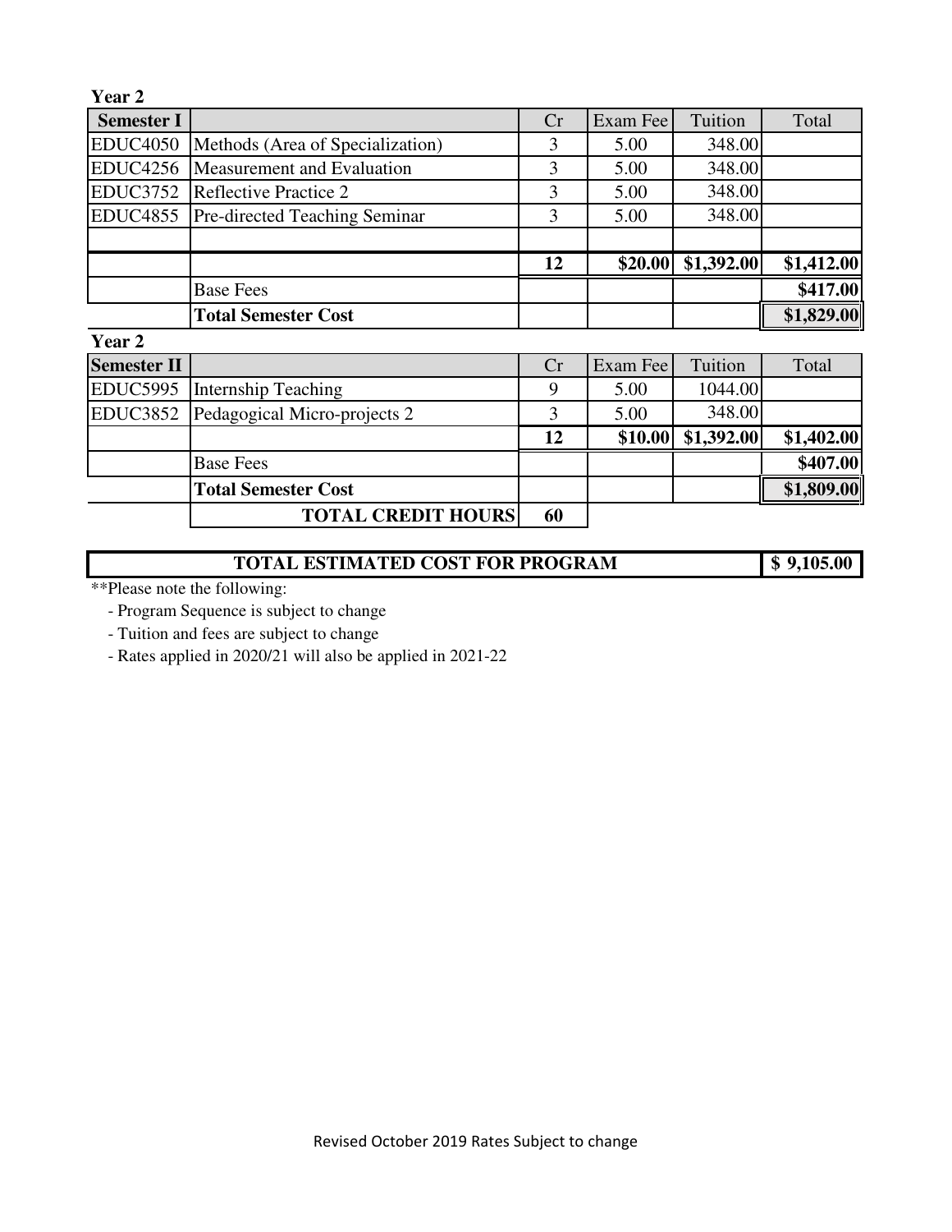**Year 2**

| Semester I | | Cr | Exam Fee | Tuition | Total |
|---|---|---|---|---|---|
| EDUC4050 | Methods (Area of Specialization) | 3 | 5.00 | 348.00 | |
| EDUC4256 | Measurement and Evaluation | 3 | 5.00 | 348.00 | |
| EDUC3752 | Reflective Practice 2 | 3 | 5.00 | 348.00 | |
| EDUC4855 | Pre-directed Teaching Seminar | 3 | 5.00 | 348.00 | |
| | | | | | |
| | | **12** | **$20.00** | **$1,392.00** | **$1,412.00** |
| | Base Fees | | | | **$417.00** |
| | **Total Semester Cost** | | | | **$1,829.00** |

**Year 2**

| Semester II | | Cr | Exam Fee | Tuition | Total |
|---|---|---|---|---|---|
| EDUC5995 | Internship Teaching | 9 | 5.00 | 1044.00 | |
| EDUC3852 | Pedagogical Micro-projects 2 | 3 | 5.00 | 348.00 | |
| | | **12** | **$10.00** | **$1,392.00** | **$1,402.00** |
| | Base Fees | | | | **$407.00** |
| | **Total Semester Cost** | | | | **$1,809.00** |
| | **TOTAL CREDIT HOURS** | **60** | | | |

| **TOTAL ESTIMATED COST FOR PROGRAM** | **$ 9,105.00** |
|---|---|

**Please note the following:

- Program Sequence is subject to change
- Tuition and fees are subject to change
- Rates applied in 2020/21 will also be applied in 2021-22

Revised October 2019 Rates Subject to change